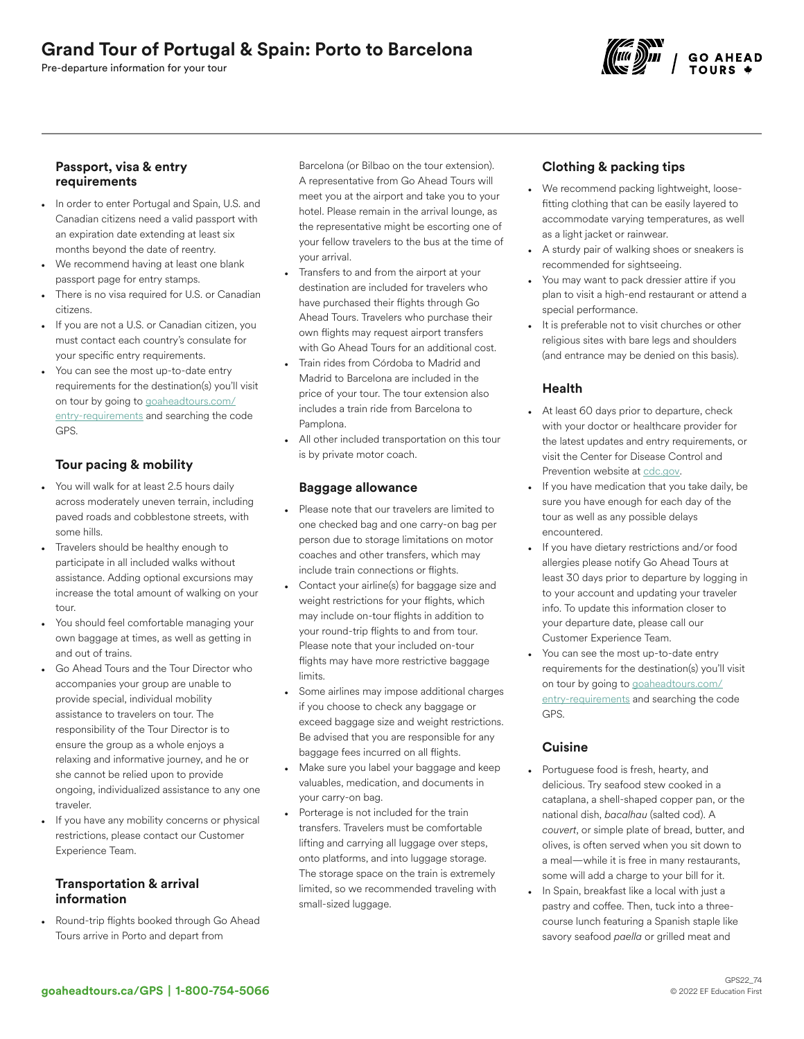# Grand Tour of Portugal & Spain: Porto to Barcelona

Pre-departure information for your tour

### Passport, visa & entry requirements

- In order to enter Portugal and Spain, U.S. and Canadian citizens need a valid passport with an expiration date extending at least six months beyond the date of reentry.
- We recommend having at least one blank passport page for entry stamps.
- There is no visa required for U.S. or Canadian citizens.
- If you are not a U.S. or Canadian citizen, you must contact each country's consulate for your specific entry requirements.
- You can see the most up-to-date entry requirements for the destination(s) you'll visit on tour by going to goaheadtours.com/entry-requirements and searching the code GPS.

### Tour pacing & mobility

- You will walk for at least 2.5 hours daily across moderately uneven terrain, including paved roads and cobblestone streets, with some hills.
- Travelers should be healthy enough to participate in all included walks without assistance. Adding optional excursions may increase the total amount of walking on your tour.
- You should feel comfortable managing your own baggage at times, as well as getting in and out of trains.
- Go Ahead Tours and the Tour Director who accompanies your group are unable to provide special, individual mobility assistance to travelers on tour. The responsibility of the Tour Director is to ensure the group as a whole enjoys a relaxing and informative journey, and he or she cannot be relied upon to provide ongoing, individualized assistance to any one traveler.
- If you have any mobility concerns or physical restrictions, please contact our Customer Experience Team.

### Transportation & arrival information

- Round-trip flights booked through Go Ahead Tours arrive in Porto and depart from Barcelona (or Bilbao on the tour extension). A representative from Go Ahead Tours will meet you at the airport and take you to your hotel. Please remain in the arrival lounge, as the representative might be escorting one of your fellow travelers to the bus at the time of your arrival.
- Transfers to and from the airport at your destination are included for travelers who have purchased their flights through Go Ahead Tours. Travelers who purchase their own flights may request airport transfers with Go Ahead Tours for an additional cost.
- Train rides from Córdoba to Madrid and Madrid to Barcelona are included in the price of your tour. The tour extension also includes a train ride from Barcelona to Pamplona.
- All other included transportation on this tour is by private motor coach.

### Baggage allowance

- Please note that our travelers are limited to one checked bag and one carry-on bag per person due to storage limitations on motor coaches and other transfers, which may include train connections or flights.
- Contact your airline(s) for baggage size and weight restrictions for your flights, which may include on-tour flights in addition to your round-trip flights to and from tour. Please note that your included on-tour flights may have more restrictive baggage limits.
- Some airlines may impose additional charges if you choose to check any baggage or exceed baggage size and weight restrictions. Be advised that you are responsible for any baggage fees incurred on all flights.
- Make sure you label your baggage and keep valuables, medication, and documents in your carry-on bag.
- Porterage is not included for the train transfers. Travelers must be comfortable lifting and carrying all luggage over steps, onto platforms, and into luggage storage. The storage space on the train is extremely limited, so we recommended traveling with small-sized luggage.

### Clothing & packing tips

- We recommend packing lightweight, loose-fitting clothing that can be easily layered to accommodate varying temperatures, as well as a light jacket or rainwear.
- A sturdy pair of walking shoes or sneakers is recommended for sightseeing.
- You may want to pack dressier attire if you plan to visit a high-end restaurant or attend a special performance.
- It is preferable not to visit churches or other religious sites with bare legs and shoulders (and entrance may be denied on this basis).

### Health

- At least 60 days prior to departure, check with your doctor or healthcare provider for the latest updates and entry requirements, or visit the Center for Disease Control and Prevention website at cdc.gov.
- If you have medication that you take daily, be sure you have enough for each day of the tour as well as any possible delays encountered.
- If you have dietary restrictions and/or food allergies please notify Go Ahead Tours at least 30 days prior to departure by logging in to your account and updating your traveler info. To update this information closer to your departure date, please call our Customer Experience Team.
- You can see the most up-to-date entry requirements for the destination(s) you'll visit on tour by going to goaheadtours.com/entry-requirements and searching the code GPS.

### Cuisine

- Portuguese food is fresh, hearty, and delicious. Try seafood stew cooked in a cataplana, a shell-shaped copper pan, or the national dish, *bacalhau* (salted cod). A *couvert*, or simple plate of bread, butter, and olives, is often served when you sit down to a meal—while it is free in many restaurants, some will add a charge to your bill for it.
- In Spain, breakfast like a local with just a pastry and coffee. Then, tuck into a three-course lunch featuring a Spanish staple like savory seafood *paella* or grilled meat and

**goaheadtours.ca/GPS | 1-800-754-5066**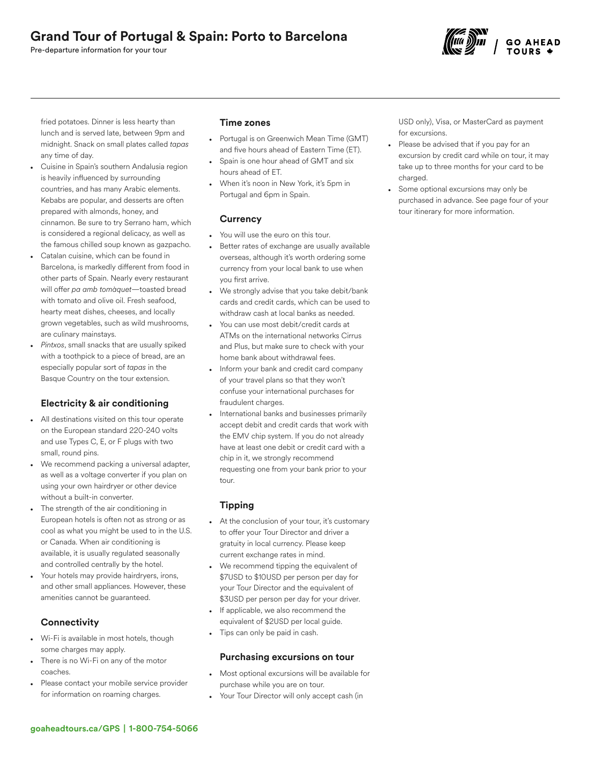fried potatoes. Dinner is less hearty than lunch and is served late, between 9pm and midnight. Snack on small plates called *tapas* any time of day.

- Cuisine in Spain's southern Andalusia region is heavily influenced by surrounding countries, and has many Arabic elements. Kebabs are popular, and desserts are often prepared with almonds, honey, and cinnamon. Be sure to try Serrano ham, which is considered a regional delicacy, as well as the famous chilled soup known as gazpacho.
- Catalan cuisine, which can be found in Barcelona, is markedly different from food in other parts of Spain. Nearly every restaurant will offer *pa amb tomàquet*—toasted bread with tomato and olive oil. Fresh seafood, hearty meat dishes, cheeses, and locally grown vegetables, such as wild mushrooms, are culinary mainstays.
- *Pintxos*, small snacks that are usually spiked with a toothpick to a piece of bread, are an especially popular sort of *tapas* in the Basque Country on the tour extension.

### Electricity & air conditioning

- All destinations visited on this tour operate on the European standard 220-240 volts and use Types C, E, or F plugs with two small, round pins.
- We recommend packing a universal adapter, as well as a voltage converter if you plan on using your own hairdryer or other device without a built-in converter.
- The strength of the air conditioning in European hotels is often not as strong or as cool as what you might be used to in the U.S. or Canada. When air conditioning is available, it is usually regulated seasonally and controlled centrally by the hotel.
- Your hotels may provide hairdryers, irons, and other small appliances. However, these amenities cannot be guaranteed.

### Connectivity

- Wi-Fi is available in most hotels, though some charges may apply.
- There is no Wi-Fi on any of the motor coaches.
- Please contact your mobile service provider for information on roaming charges.

### Time zones

- Portugal is on Greenwich Mean Time (GMT) and five hours ahead of Eastern Time (ET).
- Spain is one hour ahead of GMT and six hours ahead of ET.
- When it's noon in New York, it's 5pm in Portugal and 6pm in Spain.

### Currency

- You will use the euro on this tour.
- Better rates of exchange are usually available overseas, although it's worth ordering some currency from your local bank to use when you first arrive.
- We strongly advise that you take debit/bank cards and credit cards, which can be used to withdraw cash at local banks as needed.
- You can use most debit/credit cards at ATMs on the international networks Cirrus and Plus, but make sure to check with your home bank about withdrawal fees.
- Inform your bank and credit card company of your travel plans so that they won't confuse your international purchases for fraudulent charges.
- International banks and businesses primarily accept debit and credit cards that work with the EMV chip system. If you do not already have at least one debit or credit card with a chip in it, we strongly recommend requesting one from your bank prior to your tour.

### Tipping

- At the conclusion of your tour, it's customary to offer your Tour Director and driver a gratuity in local currency. Please keep current exchange rates in mind.
- We recommend tipping the equivalent of $7USD to $10USD per person per day for your Tour Director and the equivalent of $3USD per person per day for your driver.
- If applicable, we also recommend the equivalent of $2USD per local guide.
- Tips can only be paid in cash.

### Purchasing excursions on tour

- Most optional excursions will be available for purchase while you are on tour.
- Your Tour Director will only accept cash (in USD only), Visa, or MasterCard as payment for excursions.
- Please be advised that if you pay for an excursion by credit card while on tour, it may take up to three months for your card to be charged.
- Some optional excursions may only be purchased in advance. See page four of your tour itinerary for more information.